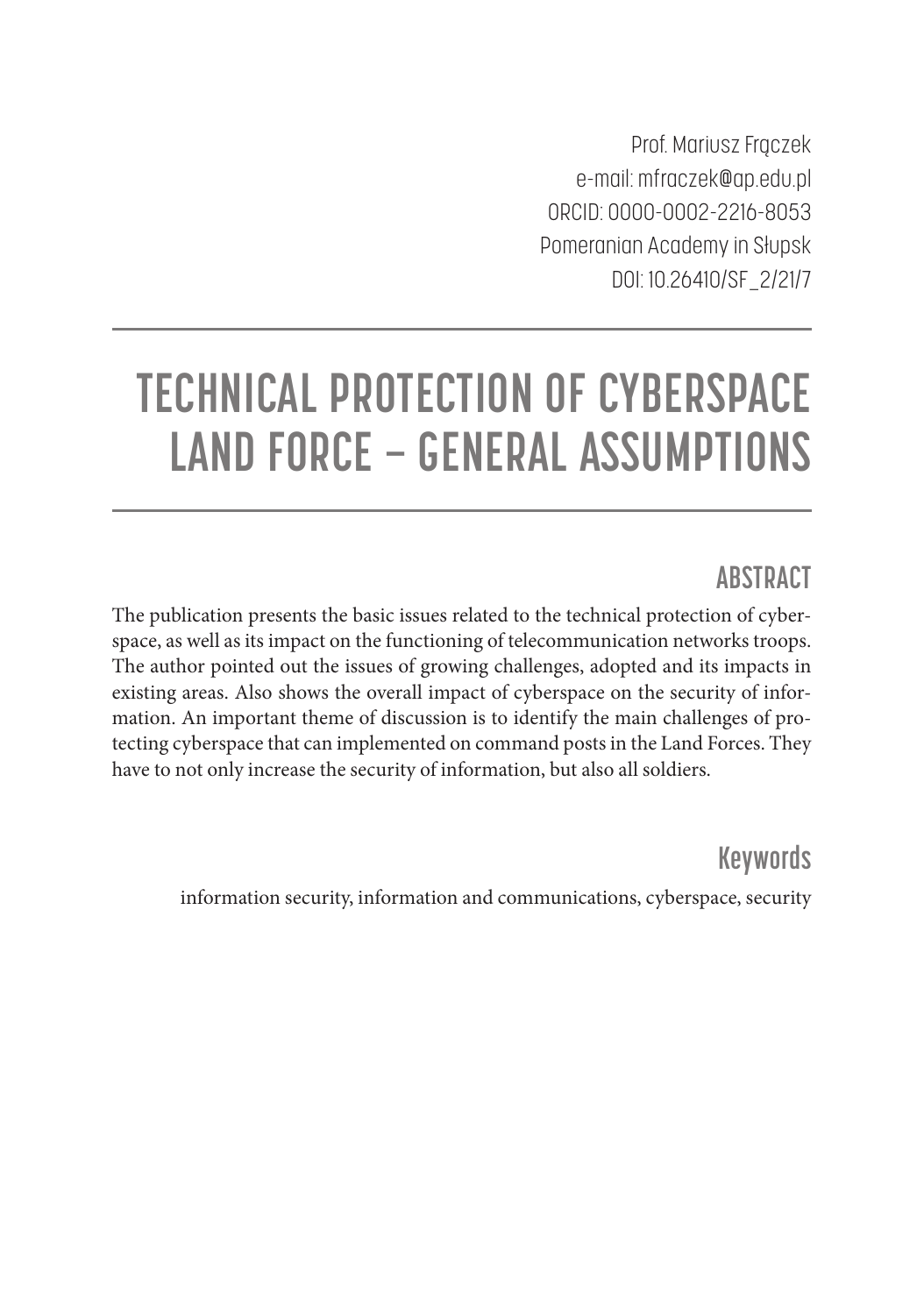Prof. Mariusz Frączek
e-mail: mfraczek@ap.edu.pl
ORCID: 0000-0002-2216-8053
Pomeranian Academy in Słupsk
DOI: 10.26410/SF_2/21/7

# TECHNICAL PROTECTION OF CYBERSPACE LAND FORCE – GENERAL ASSUMPTIONS

## ABSTRACT

The publication presents the basic issues related to the technical protection of cyberspace, as well as its impact on the functioning of telecommunication networks troops. The author pointed out the issues of growing challenges, adopted and its impacts in existing areas. Also shows the overall impact of cyberspace on the security of information. An important theme of discussion is to identify the main challenges of protecting cyberspace that can implemented on command posts in the Land Forces. They have to not only increase the security of information, but also all soldiers.

## Keywords

information security, information and communications, cyberspace, security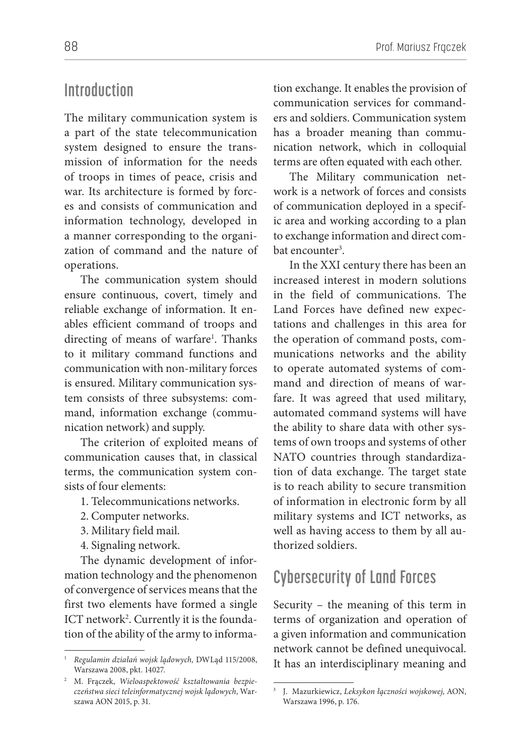## Introduction

The military communication system is a part of the state telecommunication system designed to ensure the transmission of information for the needs of troops in times of peace, crisis and war. Its architecture is formed by forces and consists of communication and information technology, developed in a manner corresponding to the organization of command and the nature of operations.

The communication system should ensure continuous, covert, timely and reliable exchange of information. It enables efficient command of troops and directing of means of warfare[1]. Thanks to it military command functions and communication with non-military forces is ensured. Military communication system consists of three subsystems: command, information exchange (communication network) and supply.

The criterion of exploited means of communication causes that, in classical terms, the communication system consists of four elements:

1. Telecommunications networks.
2. Computer networks.
3. Military field mail.
4. Signaling network.

The dynamic development of information technology and the phenomenon of convergence of services means that the first two elements have formed a single ICT network[2]. Currently it is the foundation of the ability of the army to information exchange. It enables the provision of communication services for commanders and soldiers. Communication system has a broader meaning than communication network, which in colloquial terms are often equated with each other.

The Military communication network is a network of forces and consists of communication deployed in a specific area and working according to a plan to exchange information and direct combat encounter[3].

In the XXI century there has been an increased interest in modern solutions in the field of communications. The Land Forces have defined new expectations and challenges in this area for the operation of command posts, communications networks and the ability to operate automated systems of command and direction of means of warfare. It was agreed that used military, automated command systems will have the ability to share data with other systems of own troops and systems of other NATO countries through standardization of data exchange. The target state is to reach ability to secure transmition of information in electronic form by all military systems and ICT networks, as well as having access to them by all authorized soldiers.

## Cybersecurity of Land Forces

Security – the meaning of this term in terms of organization and operation of a given information and communication network cannot be defined unequivocal. It has an interdisciplinary meaning and

---

[1] *Regulamin działań wojsk lądowych,* DWLąd 115/2008, Warszawa 2008, pkt. 14027.

[2] M. Frączek, *Wieloaspektowość kształtowania bezpieczeństwa sieci teleinformatycznej wojsk lądowych*, Warszawa AON 2015, p. 31.

[3] J. Mazurkiewicz, *Leksykon łączności wojskowej*, AON, Warszawa 1996, p. 176.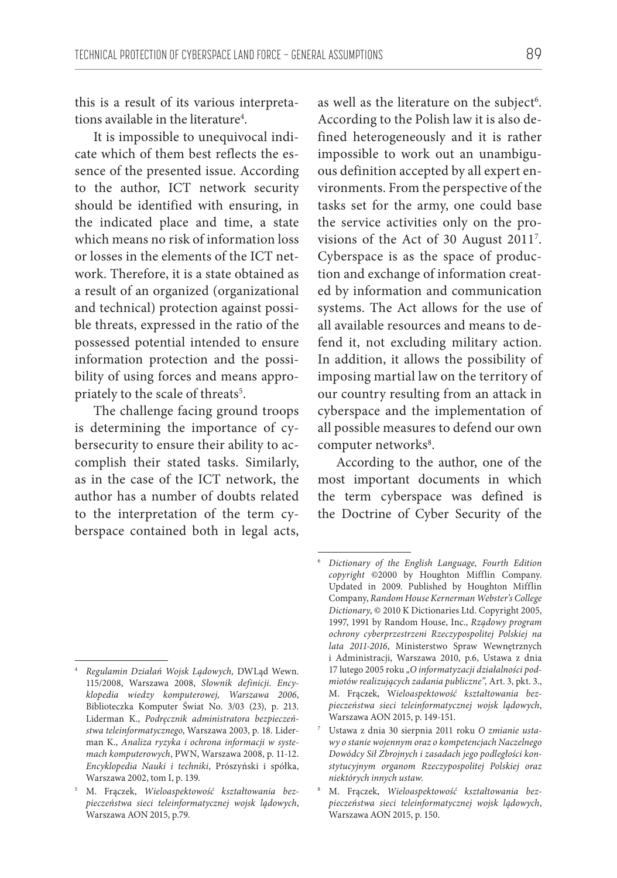this is a result of its various interpretations available in the literature[4].

It is impossible to unequivocal indicate which of them best reflects the essence of the presented issue. According to the author, ICT network security should be identified with ensuring, in the indicated place and time, a state which means no risk of information loss or losses in the elements of the ICT network. Therefore, it is a state obtained as a result of an organized (organizational and technical) protection against possible threats, expressed in the ratio of the possessed potential intended to ensure information protection and the possibility of using forces and means appropriately to the scale of threats[5].

The challenge facing ground troops is determining the importance of cybersecurity to ensure their ability to accomplish their stated tasks. Similarly, as in the case of the ICT network, the author has a number of doubts related to the interpretation of the term cyberspace contained both in legal acts, as well as the literature on the subject[6]. According to the Polish law it is also defined heterogeneously and it is rather impossible to work out an unambiguous definition accepted by all expert environments. From the perspective of the tasks set for the army, one could base the service activities only on the provisions of the Act of 30 August 2011[7]. Cyberspace is as the space of production and exchange of information created by information and communication systems. The Act allows for the use of all available resources and means to defend it, not excluding military action. In addition, it allows the possibility of imposing martial law on the territory of our country resulting from an attack in cyberspace and the implementation of all possible measures to defend our own computer networks[8].

According to the author, one of the most important documents in which the term cyberspace was defined is the Doctrine of Cyber Security of the

---

[4] *Regulamin Działań Wojsk Lądowych,* DWLąd Wewn. 115/2008, Warszawa 2008, *Słownik definicji. Encyklopedia wiedzy komputerowej, Warszawa 2006*, Biblioteczka Komputer Świat No. 3/03 (23), p. 213. Liderman K., *Podręcznik administratora bezpieczeństwa teleinformatycznego*, Warszawa 2003, p. 18. Liderman K., *Analiza ryzyka i ochrona informacji w systemach komputerowych*, PWN, Warszawa 2008, p. 11-12. *Encyklopedia Nauki i techniki*, Prószyński i spółka, Warszawa 2002, tom I, p. 139.

[5] M. Frączek, *Wieloaspektowość kształtowania bezpieczeństwa sieci teleinformatycznej wojsk lądowych*, Warszawa AON 2015, p.79.

[6] *Dictionary of the English Language, Fourth Edition copyright* ©2000 by Houghton Mifflin Company. Updated in 2009. Published by Houghton Mifflin Company, *Random House Kernerman Webster's College Dictionary*, © 2010 K Dictionaries Ltd. Copyright 2005, 1997, 1991 by Random House, Inc., *Rządowy program ochrony cyberprzestrzeni Rzeczypospolitej Polskiej na lata 2011-2016*, Ministerstwo Spraw Wewnętrznych i Administracji, Warszawa 2010, p.6, Ustawa z dnia 17 lutego 2005 roku *„O informatyzacji działalności podmiotów realizujących zadania publiczne"*, Art. 3, pkt. 3., M. Frączek, W*ieloaspektowość kształtowania bezpieczeństwa sieci teleinformatycznej wojsk lądowych*, Warszawa AON 2015, p. 149-151.

[7] Ustawa z dnia 30 sierpnia 2011 roku *O zmianie ustawy o stanie wojennym oraz o kompetencjach Naczelnego Dowódcy Sił Zbrojnych i zasadach jego podległości konstytucyjnym organom Rzeczypospolitej Polskiej oraz niektórych innych ustaw.*

[8] M. Frączek, *Wieloaspektowość kształtowania bezpieczeństwa sieci teleinformatycznej wojsk lądowych*, Warszawa AON 2015, p. 150.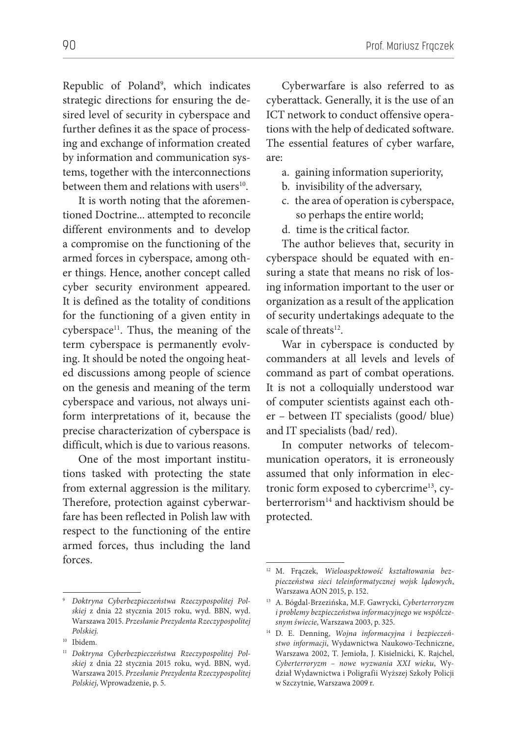Republic of Poland[9], which indicates strategic directions for ensuring the desired level of security in cyberspace and further defines it as the space of processing and exchange of information created by information and communication systems, together with the interconnections between them and relations with users[10].

It is worth noting that the aforementioned Doctrine... attempted to reconcile different environments and to develop a compromise on the functioning of the armed forces in cyberspace, among other things. Hence, another concept called cyber security environment appeared. It is defined as the totality of conditions for the functioning of a given entity in cyberspace[11]. Thus, the meaning of the term cyberspace is permanently evolving. It should be noted the ongoing heated discussions among people of science on the genesis and meaning of the term cyberspace and various, not always uniform interpretations of it, because the precise characterization of cyberspace is difficult, which is due to various reasons.

One of the most important institutions tasked with protecting the state from external aggression is the military. Therefore, protection against cyberwarfare has been reflected in Polish law with respect to the functioning of the entire armed forces, thus including the land forces.

Cyberwarfare is also referred to as cyberattack. Generally, it is the use of an ICT network to conduct offensive operations with the help of dedicated software. The essential features of cyber warfare, are:

a. gaining information superiority,
b. invisibility of the adversary,
c. the area of operation is cyberspace, so perhaps the entire world;
d. time is the critical factor.

The author believes that, security in cyberspace should be equated with ensuring a state that means no risk of losing information important to the user or organization as a result of the application of security undertakings adequate to the scale of threats[12].

War in cyberspace is conducted by commanders at all levels and levels of command as part of combat operations. It is not a colloquially understood war of computer scientists against each other – between IT specialists (good/ blue) and IT specialists (bad/ red).

In computer networks of telecommunication operators, it is erroneously assumed that only information in electronic form exposed to cybercrime[13], cyberterrorism[14] and hacktivism should be protected.

---

[9] *Doktryna Cyberbezpieczeństwa Rzeczypospolitej Polskiej* z dnia 22 stycznia 2015 roku, wyd. BBN, wyd. Warszawa 2015. *Przesłanie Prezydenta Rzeczypospolitej Polskiej.*

[10] Ibidem.

[11] *Doktryna Cyberbezpieczeństwa Rzeczypospolitej Polskiej* z dnia 22 stycznia 2015 roku, wyd. BBN, wyd. Warszawa 2015. *Przesłanie Prezydenta Rzeczypospolitej Polskiej*, Wprowadzenie, p. 5.

[12] M. Frączek, *Wieloaspektowość kształtowania bezpieczeństwa sieci teleinformatycznej wojsk lądowych*, Warszawa AON 2015, p. 152.

[13] A. Bógdal-Brzezińska, M.F. Gawrycki, *Cyberterroryzm i problemy bezpieczeństwa informacyjnego we współczesnym świecie*, Warszawa 2003, p. 325.

[14] D. E. Denning, *Wojna informacyjna i bezpieczeństwo informacji*, Wydawnictwa Naukowo-Techniczne, Warszawa 2002, T. Jemioła, J. Kisielnicki, K. Rajchel, *Cyberterroryzm – nowe wyzwania XXI wieku*, Wydział Wydawnictwa i Poligrafii Wyższej Szkoły Policji w Szczytnie, Warszawa 2009 r.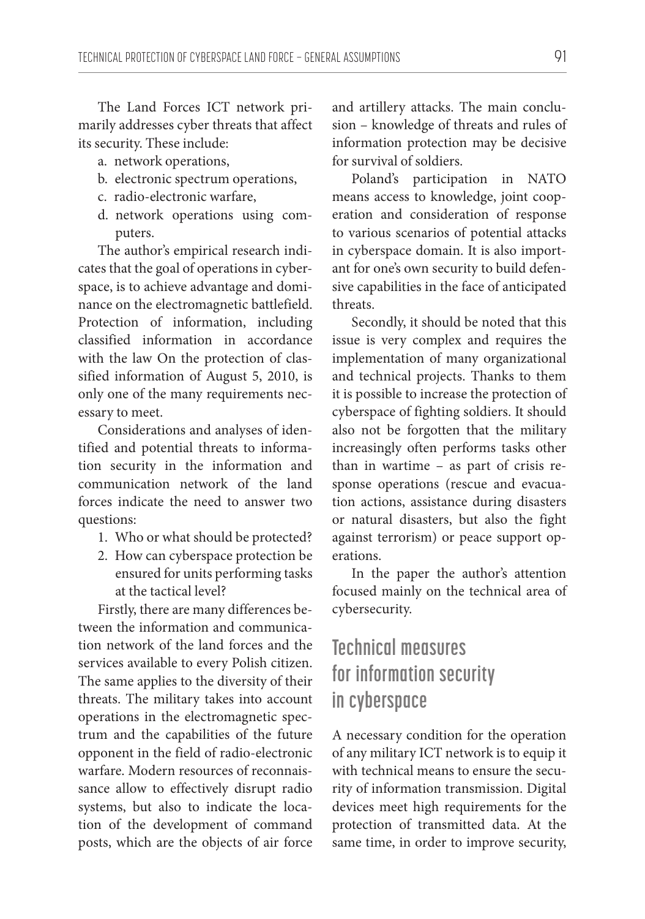The Land Forces ICT network primarily addresses cyber threats that affect its security. These include:

a. network operations,
b. electronic spectrum operations,
c. radio-electronic warfare,
d. network operations using computers.

The author's empirical research indicates that the goal of operations in cyberspace, is to achieve advantage and dominance on the electromagnetic battlefield. Protection of information, including classified information in accordance with the law On the protection of classified information of August 5, 2010, is only one of the many requirements necessary to meet.

Considerations and analyses of identified and potential threats to information security in the information and communication network of the land forces indicate the need to answer two questions:

1. Who or what should be protected?
2. How can cyberspace protection be ensured for units performing tasks at the tactical level?

Firstly, there are many differences between the information and communication network of the land forces and the services available to every Polish citizen. The same applies to the diversity of their threats. The military takes into account operations in the electromagnetic spectrum and the capabilities of the future opponent in the field of radio-electronic warfare. Modern resources of reconnaissance allow to effectively disrupt radio systems, but also to indicate the location of the development of command posts, which are the objects of air force and artillery attacks. The main conclusion – knowledge of threats and rules of information protection may be decisive for survival of soldiers.

Poland's participation in NATO means access to knowledge, joint cooperation and consideration of response to various scenarios of potential attacks in cyberspace domain. It is also important for one's own security to build defensive capabilities in the face of anticipated threats.

Secondly, it should be noted that this issue is very complex and requires the implementation of many organizational and technical projects. Thanks to them it is possible to increase the protection of cyberspace of fighting soldiers. It should also not be forgotten that the military increasingly often performs tasks other than in wartime – as part of crisis response operations (rescue and evacuation actions, assistance during disasters or natural disasters, but also the fight against terrorism) or peace support operations.

In the paper the author's attention focused mainly on the technical area of cybersecurity.

## Technical measures for information security in cyberspace

A necessary condition for the operation of any military ICT network is to equip it with technical means to ensure the security of information transmission. Digital devices meet high requirements for the protection of transmitted data. At the same time, in order to improve security,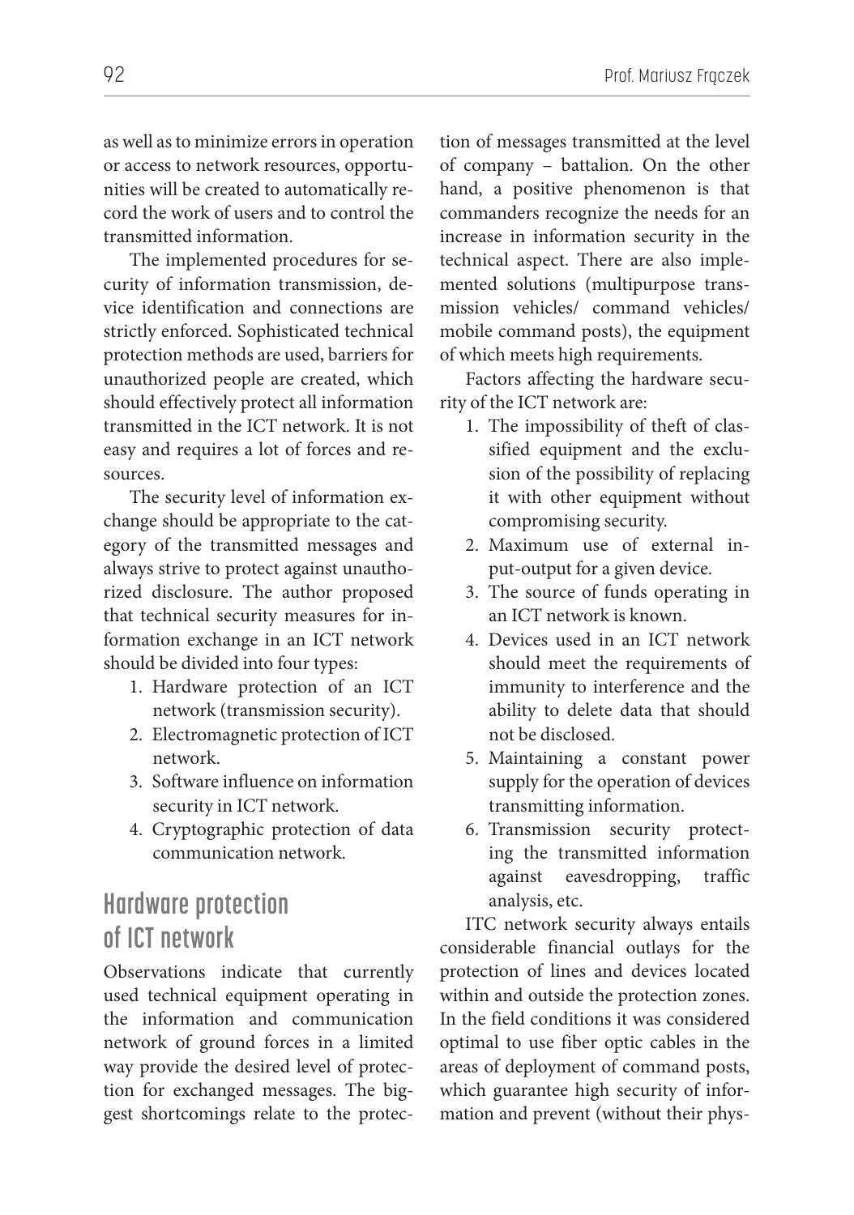as well as to minimize errors in operation or access to network resources, opportunities will be created to automatically record the work of users and to control the transmitted information.

The implemented procedures for security of information transmission, device identification and connections are strictly enforced. Sophisticated technical protection methods are used, barriers for unauthorized people are created, which should effectively protect all information transmitted in the ICT network. It is not easy and requires a lot of forces and resources.

The security level of information exchange should be appropriate to the category of the transmitted messages and always strive to protect against unauthorized disclosure. The author proposed that technical security measures for information exchange in an ICT network should be divided into four types:

1. Hardware protection of an ICT network (transmission security).
2. Electromagnetic protection of ICT network.
3. Software influence on information security in ICT network.
4. Cryptographic protection of data communication network.

## Hardware protection of ICT network

Observations indicate that currently used technical equipment operating in the information and communication network of ground forces in a limited way provide the desired level of protection for exchanged messages. The biggest shortcomings relate to the protection of messages transmitted at the level of company – battalion. On the other hand, a positive phenomenon is that commanders recognize the needs for an increase in information security in the technical aspect. There are also implemented solutions (multipurpose transmission vehicles/ command vehicles/ mobile command posts), the equipment of which meets high requirements.

Factors affecting the hardware security of the ICT network are:

1. The impossibility of theft of classified equipment and the exclusion of the possibility of replacing it with other equipment without compromising security.
2. Maximum use of external input-output for a given device.
3. The source of funds operating in an ICT network is known.
4. Devices used in an ICT network should meet the requirements of immunity to interference and the ability to delete data that should not be disclosed.
5. Maintaining a constant power supply for the operation of devices transmitting information.
6. Transmission security protecting the transmitted information against eavesdropping, traffic analysis, etc.

ITC network security always entails considerable financial outlays for the protection of lines and devices located within and outside the protection zones. In the field conditions it was considered optimal to use fiber optic cables in the areas of deployment of command posts, which guarantee high security of information and prevent (without their phys-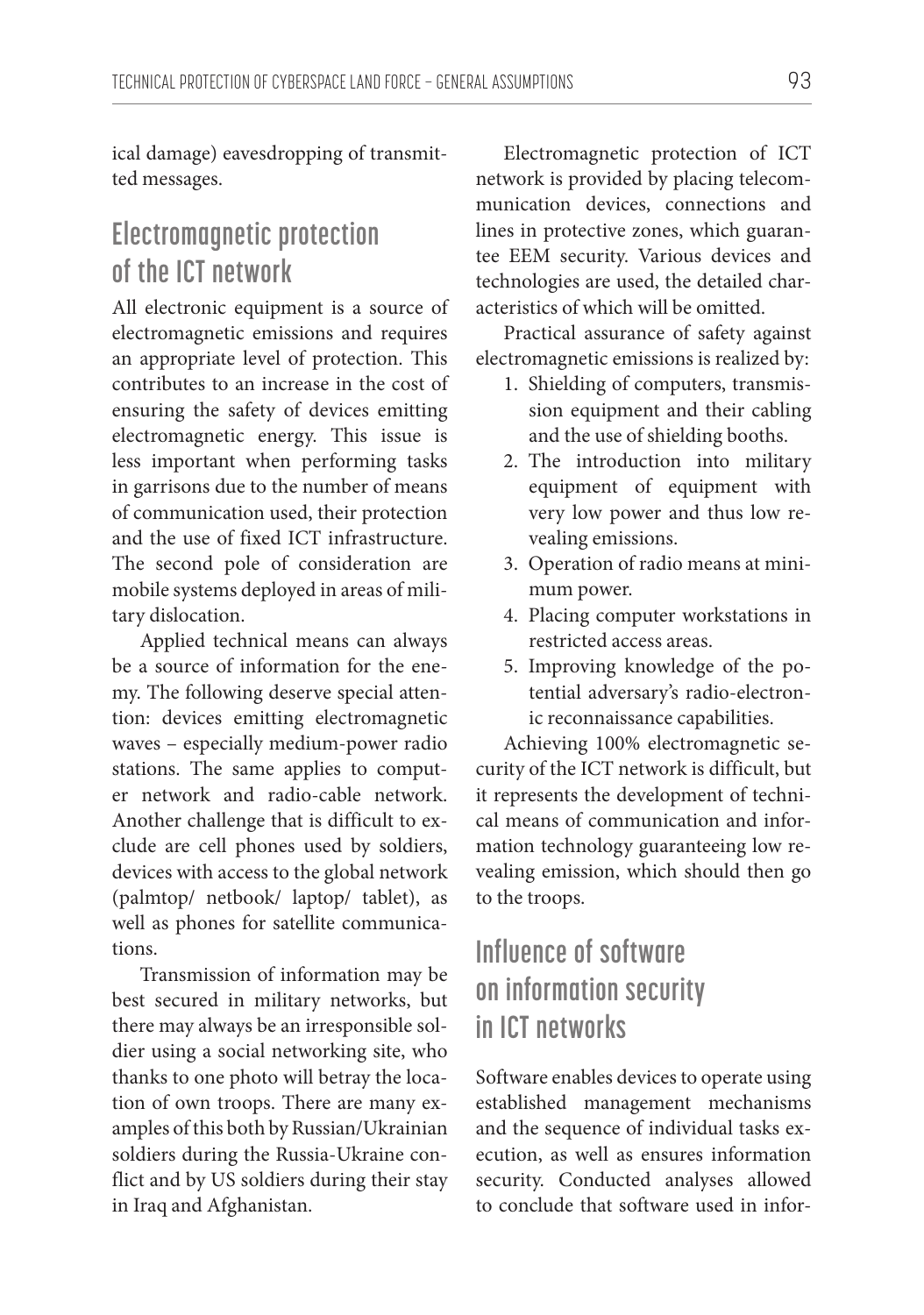ical damage) eavesdropping of transmitted messages.

## Electromagnetic protection of the ICT network

All electronic equipment is a source of electromagnetic emissions and requires an appropriate level of protection. This contributes to an increase in the cost of ensuring the safety of devices emitting electromagnetic energy. This issue is less important when performing tasks in garrisons due to the number of means of communication used, their protection and the use of fixed ICT infrastructure. The second pole of consideration are mobile systems deployed in areas of military dislocation.

Applied technical means can always be a source of information for the enemy. The following deserve special attention: devices emitting electromagnetic waves – especially medium-power radio stations. The same applies to computer network and radio-cable network. Another challenge that is difficult to exclude are cell phones used by soldiers, devices with access to the global network (palmtop/ netbook/ laptop/ tablet), as well as phones for satellite communications.

Transmission of information may be best secured in military networks, but there may always be an irresponsible soldier using a social networking site, who thanks to one photo will betray the location of own troops. There are many examples of this both by Russian/Ukrainian soldiers during the Russia-Ukraine conflict and by US soldiers during their stay in Iraq and Afghanistan.

Electromagnetic protection of ICT network is provided by placing telecommunication devices, connections and lines in protective zones, which guarantee EEM security. Various devices and technologies are used, the detailed characteristics of which will be omitted.

Practical assurance of safety against electromagnetic emissions is realized by:

1. Shielding of computers, transmission equipment and their cabling and the use of shielding booths.
2. The introduction into military equipment of equipment with very low power and thus low revealing emissions.
3. Operation of radio means at minimum power.
4. Placing computer workstations in restricted access areas.
5. Improving knowledge of the potential adversary's radio-electronic reconnaissance capabilities.

Achieving 100% electromagnetic security of the ICT network is difficult, but it represents the development of technical means of communication and information technology guaranteeing low revealing emission, which should then go to the troops.

## Influence of software on information security in ICT networks

Software enables devices to operate using established management mechanisms and the sequence of individual tasks execution, as well as ensures information security. Conducted analyses allowed to conclude that software used in infor-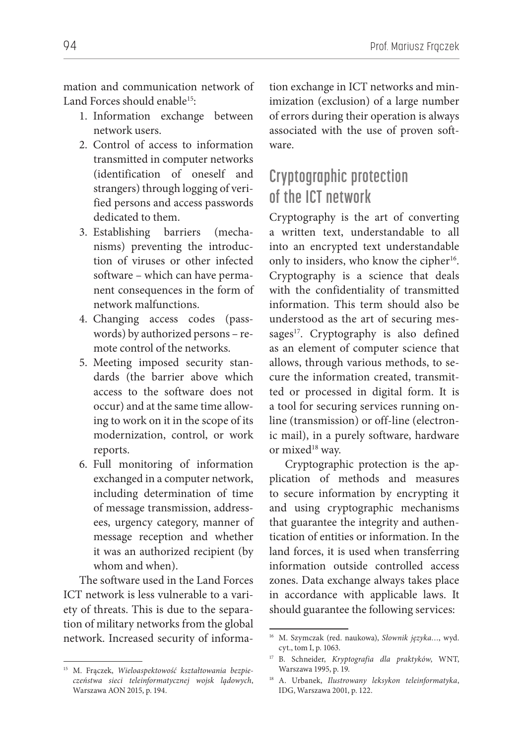mation and communication network of Land Forces should enable[15]:

1. Information exchange between network users.
2. Control of access to information transmitted in computer networks (identification of oneself and strangers) through logging of verified persons and access passwords dedicated to them.
3. Establishing barriers (mechanisms) preventing the introduction of viruses or other infected software – which can have permanent consequences in the form of network malfunctions.
4. Changing access codes (passwords) by authorized persons – remote control of the networks.
5. Meeting imposed security standards (the barrier above which access to the software does not occur) and at the same time allowing to work on it in the scope of its modernization, control, or work reports.
6. Full monitoring of information exchanged in a computer network, including determination of time of message transmission, addressees, urgency category, manner of message reception and whether it was an authorized recipient (by whom and when).

The software used in the Land Forces ICT network is less vulnerable to a variety of threats. This is due to the separation of military networks from the global network. Increased security of information exchange in ICT networks and minimization (exclusion) of a large number of errors during their operation is always associated with the use of proven software.

## Cryptographic protection of the ICT network

Cryptography is the art of converting a written text, understandable to all into an encrypted text understandable only to insiders, who know the cipher[16]. Cryptography is a science that deals with the confidentiality of transmitted information. This term should also be understood as the art of securing messages[17]. Cryptography is also defined as an element of computer science that allows, through various methods, to secure the information created, transmitted or processed in digital form. It is a tool for securing services running on-line (transmission) or off-line (electronic mail), in a purely software, hardware or mixed[18] way.

Cryptographic protection is the application of methods and measures to secure information by encrypting it and using cryptographic mechanisms that guarantee the integrity and authentication of entities or information. In the land forces, it is used when transferring information outside controlled access zones. Data exchange always takes place in accordance with applicable laws. It should guarantee the following services:

---

[15] M. Frączek, *Wieloaspektowość kształtowania bezpieczeństwa sieci teleinformatycznej wojsk lądowych*, Warszawa AON 2015, p. 194.

[16] M. Szymczak (red. naukowa), *Słownik języka…*, wyd. cyt., tom I, p. 1063.

[17] B. Schneider, *Kryptografia dla praktyków*, WNT, Warszawa 1995, p. 19.

[18] A. Urbanek, *Ilustrowany leksykon teleinformatyka*, IDG, Warszawa 2001, p. 122.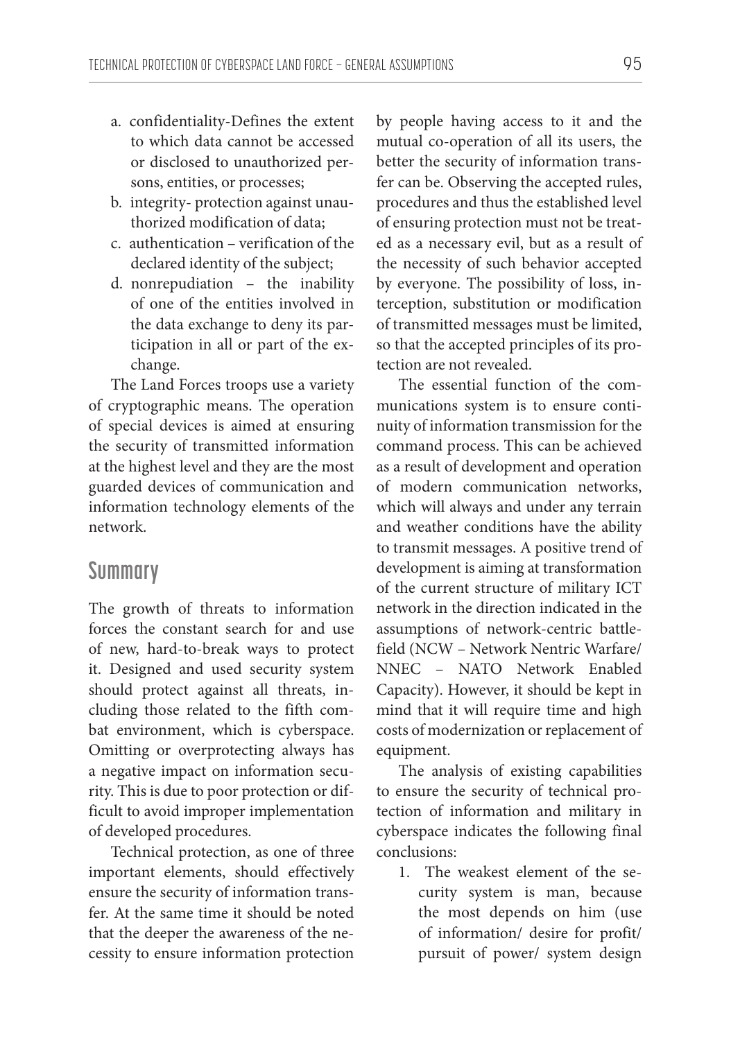a. confidentiality-Defines the extent to which data cannot be accessed or disclosed to unauthorized persons, entities, or processes;
b. integrity- protection against unauthorized modification of data;
c. authentication – verification of the declared identity of the subject;
d. nonrepudiation – the inability of one of the entities involved in the data exchange to deny its participation in all or part of the exchange.

The Land Forces troops use a variety of cryptographic means. The operation of special devices is aimed at ensuring the security of transmitted information at the highest level and they are the most guarded devices of communication and information technology elements of the network.

## Summary

The growth of threats to information forces the constant search for and use of new, hard-to-break ways to protect it. Designed and used security system should protect against all threats, including those related to the fifth combat environment, which is cyberspace. Omitting or overprotecting always has a negative impact on information security. This is due to poor protection or difficult to avoid improper implementation of developed procedures.

Technical protection, as one of three important elements, should effectively ensure the security of information transfer. At the same time it should be noted that the deeper the awareness of the necessity to ensure information protection by people having access to it and the mutual co-operation of all its users, the better the security of information transfer can be. Observing the accepted rules, procedures and thus the established level of ensuring protection must not be treated as a necessary evil, but as a result of the necessity of such behavior accepted by everyone. The possibility of loss, interception, substitution or modification of transmitted messages must be limited, so that the accepted principles of its protection are not revealed.

The essential function of the communications system is to ensure continuity of information transmission for the command process. This can be achieved as a result of development and operation of modern communication networks, which will always and under any terrain and weather conditions have the ability to transmit messages. A positive trend of development is aiming at transformation of the current structure of military ICT network in the direction indicated in the assumptions of network-centric battlefield (NCW – Network Nentric Warfare/ NNEC – NATO Network Enabled Capacity). However, it should be kept in mind that it will require time and high costs of modernization or replacement of equipment.

The analysis of existing capabilities to ensure the security of technical protection of information and military in cyberspace indicates the following final conclusions:

1. The weakest element of the security system is man, because the most depends on him (use of information/ desire for profit/ pursuit of power/ system design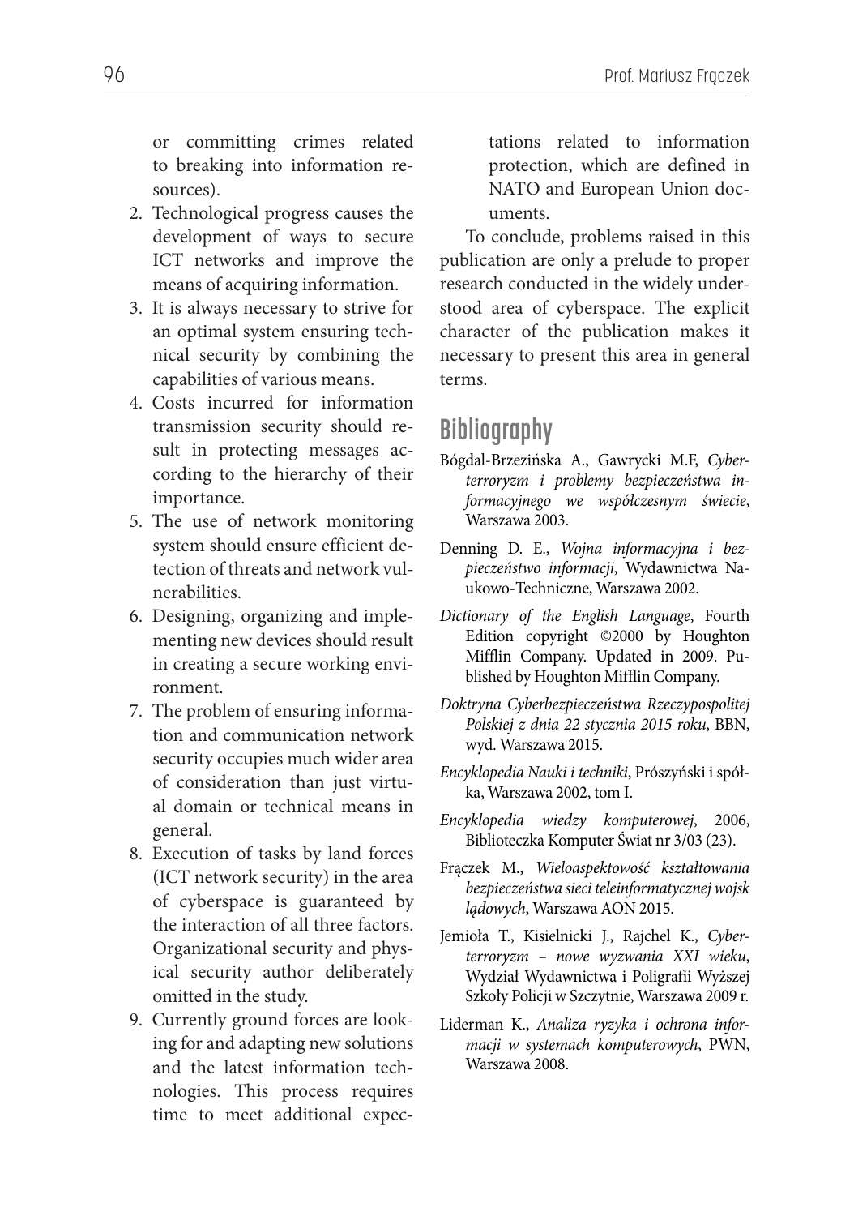or committing crimes related to breaking into information resources).

2. Technological progress causes the development of ways to secure ICT networks and improve the means of acquiring information.
3. It is always necessary to strive for an optimal system ensuring technical security by combining the capabilities of various means.
4. Costs incurred for information transmission security should result in protecting messages according to the hierarchy of their importance.
5. The use of network monitoring system should ensure efficient detection of threats and network vulnerabilities.
6. Designing, organizing and implementing new devices should result in creating a secure working environment.
7. The problem of ensuring information and communication network security occupies much wider area of consideration than just virtual domain or technical means in general.
8. Execution of tasks by land forces (ICT network security) in the area of cyberspace is guaranteed by the interaction of all three factors. Organizational security and physical security author deliberately omitted in the study.
9. Currently ground forces are looking for and adapting new solutions and the latest information technologies. This process requires time to meet additional expectations related to information protection, which are defined in NATO and European Union documents.

To conclude, problems raised in this publication are only a prelude to proper research conducted in the widely understood area of cyberspace. The explicit character of the publication makes it necessary to present this area in general terms.

## Bibliography

Bógdal-Brzezińska A., Gawrycki M.F, *Cyberterroryzm i problemy bezpieczeństwa informacyjnego we współczesnym świecie*, Warszawa 2003.

Denning D. E., *Wojna informacyjna i bezpieczeństwo informacji*, Wydawnictwa Naukowo-Techniczne, Warszawa 2002.

*Dictionary of the English Language*, Fourth Edition copyright ©2000 by Houghton Mifflin Company. Updated in 2009. Published by Houghton Mifflin Company.

*Doktryna Cyberbezpieczeństwa Rzeczypospolitej Polskiej z dnia 22 stycznia 2015 roku*, BBN, wyd. Warszawa 2015.

*Encyklopedia Nauki i techniki*, Prószyński i spółka, Warszawa 2002, tom I.

*Encyklopedia wiedzy komputerowej*, 2006, Biblioteczka Komputer Świat nr 3/03 (23).

Frączek M., *Wieloaspektowość kształtowania bezpieczeństwa sieci teleinformatycznej wojsk lądowych*, Warszawa AON 2015.

Jemioła T., Kisielnicki J., Rajchel K., *Cyberterroryzm – nowe wyzwania XXI wieku*, Wydział Wydawnictwa i Poligrafii Wyższej Szkoły Policji w Szczytnie, Warszawa 2009 r.

Liderman K., *Analiza ryzyka i ochrona informacji w systemach komputerowych*, PWN, Warszawa 2008.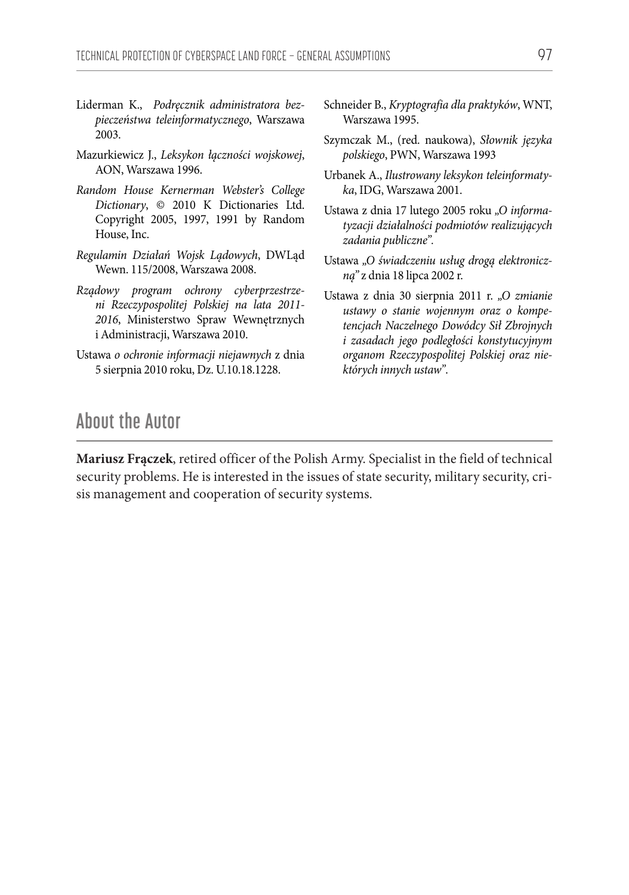Liderman K., *Podręcznik administratora bezpieczeństwa teleinformatycznego*, Warszawa 2003.

Mazurkiewicz J., *Leksykon łączności wojskowej*, AON, Warszawa 1996.

*Random House Kernerman Webster's College Dictionary*, © 2010 K Dictionaries Ltd. Copyright 2005, 1997, 1991 by Random House, Inc.

*Regulamin Działań Wojsk Lądowych*, DWLąd Wewn. 115/2008, Warszawa 2008.

*Rządowy program ochrony cyberprzestrzeni Rzeczypospolitej Polskiej na lata 2011-2016*, Ministerstwo Spraw Wewnętrznych i Administracji, Warszawa 2010.

Ustawa *o ochronie informacji niejawnych* z dnia 5 sierpnia 2010 roku, Dz. U.10.18.1228.

Schneider B., *Kryptografia dla praktyków*, WNT, Warszawa 1995.

Szymczak M., (red. naukowa), *Słownik języka polskiego*, PWN, Warszawa 1993

Urbanek A., *Ilustrowany leksykon teleinformatyka*, IDG, Warszawa 2001.

Ustawa z dnia 17 lutego 2005 roku *„O informatyzacji działalności podmiotów realizujących zadania publiczne".*

Ustawa *„O świadczeniu usług drogą elektroniczną"* z dnia 18 lipca 2002 r.

Ustawa z dnia 30 sierpnia 2011 r. *„O zmianie ustawy o stanie wojennym oraz o kompetencjach Naczelnego Dowódcy Sił Zbrojnych i zasadach jego podległości konstytucyjnym organom Rzeczypospolitej Polskiej oraz niektórych innych ustaw".*

## About the Autor

**Mariusz Frączek**, retired officer of the Polish Army. Specialist in the field of technical security problems. He is interested in the issues of state security, military security, crisis management and cooperation of security systems.